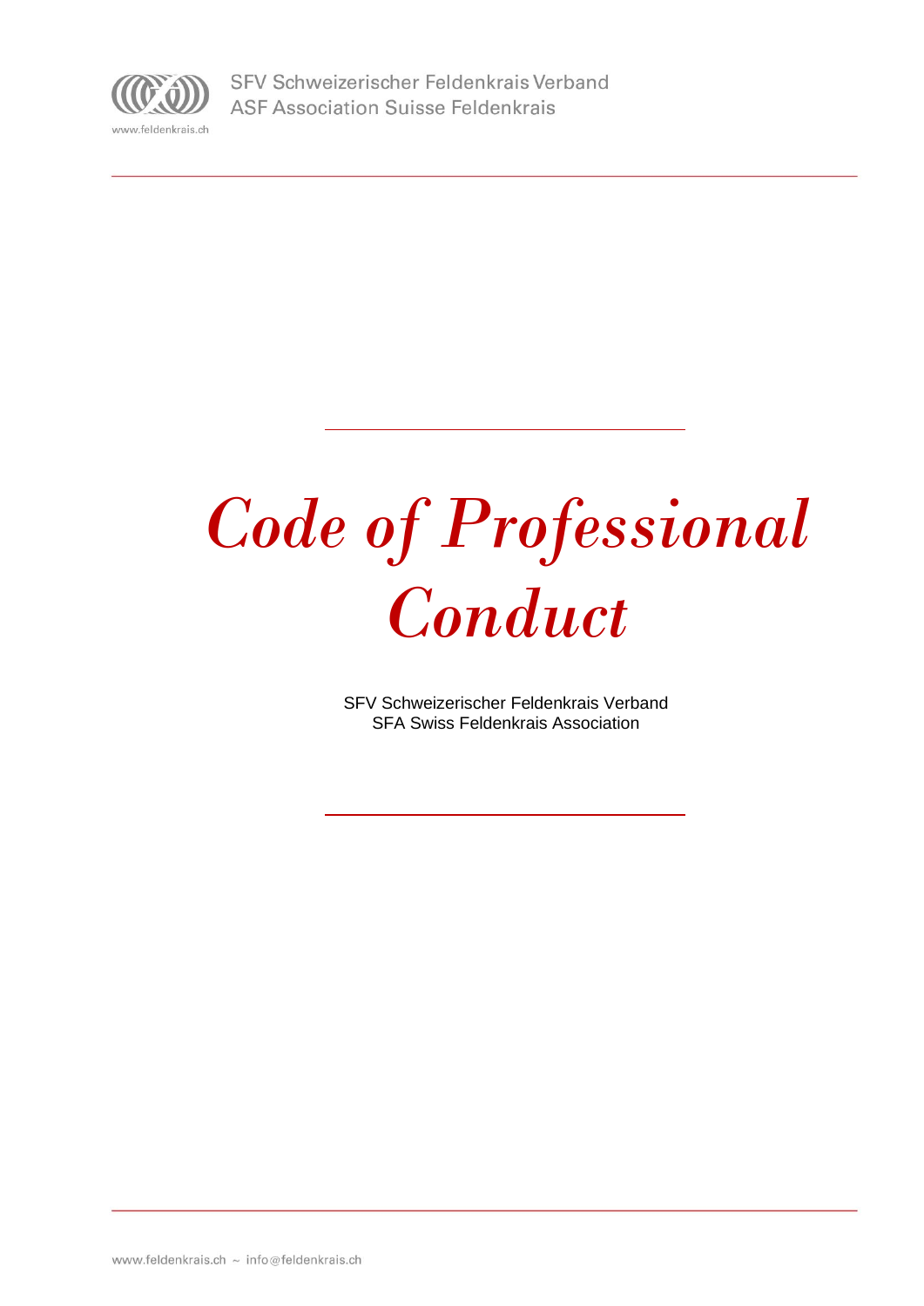# *Code of Professional Conduct*

SFV Schweizerischer Feldenkrais Verband
SFA Swiss Feldenkrais Association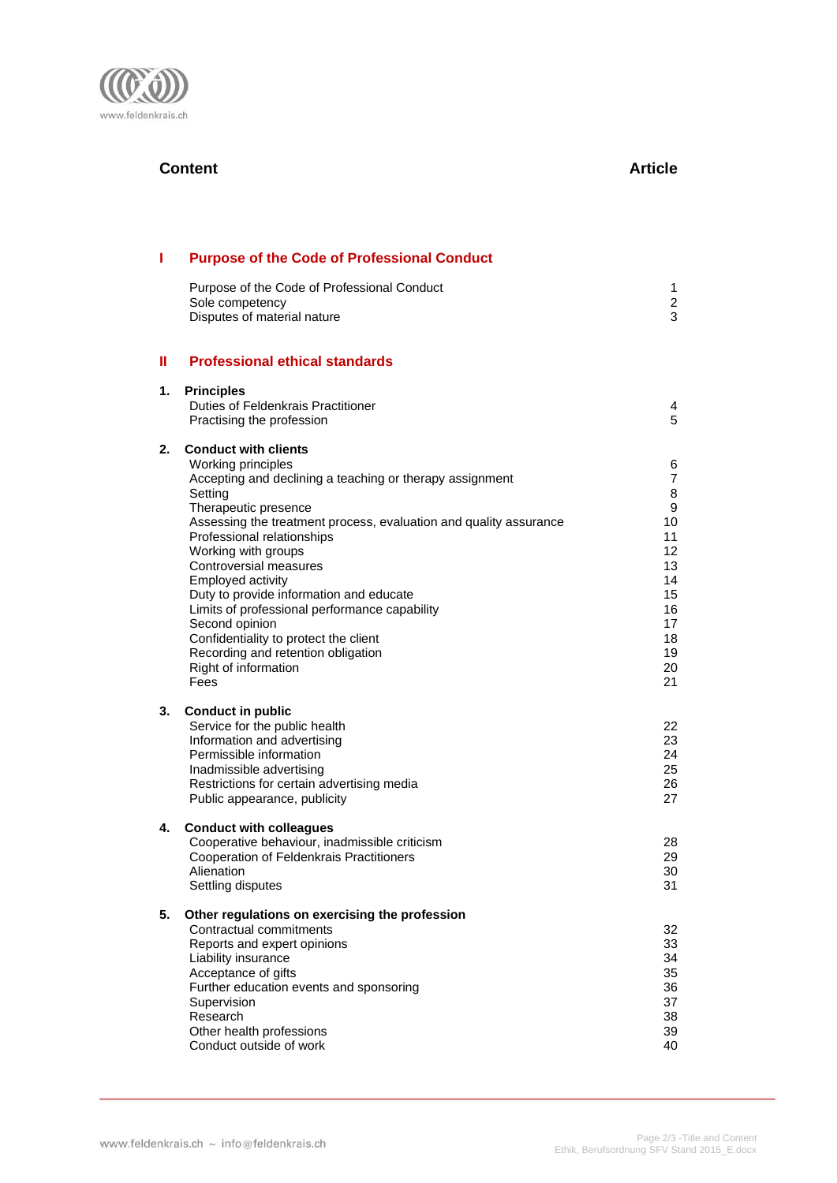## Content

| | Article |
|---|---|
| **I Purpose of the Code of Professional Conduct** | |
| Purpose of the Code of Professional Conduct | 1 |
| Sole competency | 2 |
| Disputes of material nature | 3 |
| **II Professional ethical standards** | |
| **1. Principles** | |
| Duties of Feldenkrais Practitioner | 4 |
| Practising the profession | 5 |
| **2. Conduct with clients** | |
| Working principles | 6 |
| Accepting and declining a teaching or therapy assignment | 7 |
| Setting | 8 |
| Therapeutic presence | 9 |
| Assessing the treatment process, evaluation and quality assurance | 10 |
| Professional relationships | 11 |
| Working with groups | 12 |
| Controversial measures | 13 |
| Employed activity | 14 |
| Duty to provide information and educate | 15 |
| Limits of professional performance capability | 16 |
| Second opinion | 17 |
| Confidentiality to protect the client | 18 |
| Recording and retention obligation | 19 |
| Right of information | 20 |
| Fees | 21 |
| **3. Conduct in public** | |
| Service for the public health | 22 |
| Information and advertising | 23 |
| Permissible information | 24 |
| Inadmissible advertising | 25 |
| Restrictions for certain advertising media | 26 |
| Public appearance, publicity | 27 |
| **4. Conduct with colleagues** | |
| Cooperative behaviour, inadmissible criticism | 28 |
| Cooperation of Feldenkrais Practitioners | 29 |
| Alienation | 30 |
| Settling disputes | 31 |
| **5. Other regulations on exercising the profession** | |
| Contractual commitments | 32 |
| Reports and expert opinions | 33 |
| Liability insurance | 34 |
| Acceptance of gifts | 35 |
| Further education events and sponsoring | 36 |
| Supervision | 37 |
| Research | 38 |
| Other health professions | 39 |
| Conduct outside of work | 40 |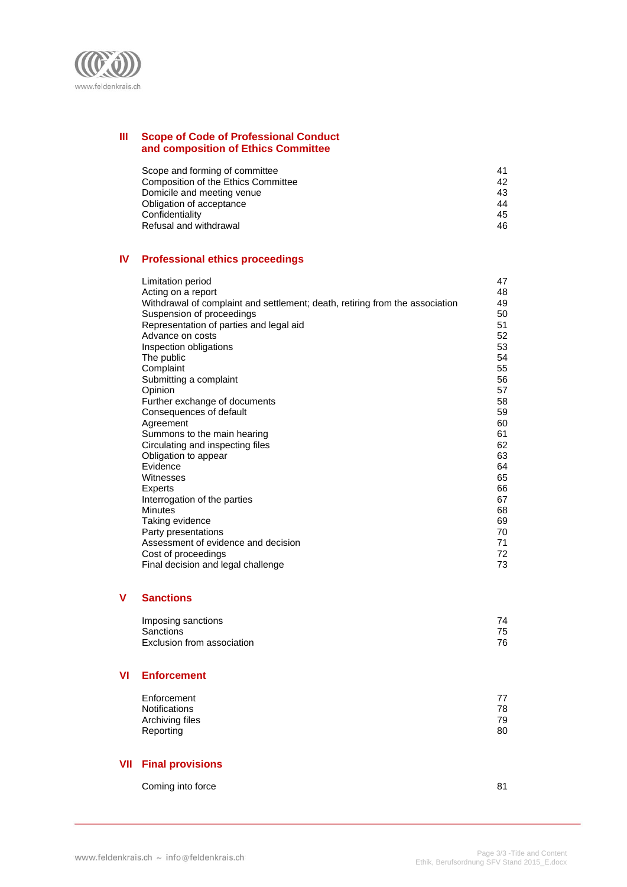## III Scope of Code of Professional Conduct and composition of Ethics Committee

| | |
|---|---|
| Scope and forming of committee | 41 |
| Composition of the Ethics Committee | 42 |
| Domicile and meeting venue | 43 |
| Obligation of acceptance | 44 |
| Confidentiality | 45 |
| Refusal and withdrawal | 46 |

## IV Professional ethics proceedings

| | |
|---|---|
| Limitation period | 47 |
| Acting on a report | 48 |
| Withdrawal of complaint and settlement; death, retiring from the association | 49 |
| Suspension of proceedings | 50 |
| Representation of parties and legal aid | 51 |
| Advance on costs | 52 |
| Inspection obligations | 53 |
| The public | 54 |
| Complaint | 55 |
| Submitting a complaint | 56 |
| Opinion | 57 |
| Further exchange of documents | 58 |
| Consequences of default | 59 |
| Agreement | 60 |
| Summons to the main hearing | 61 |
| Circulating and inspecting files | 62 |
| Obligation to appear | 63 |
| Evidence | 64 |
| Witnesses | 65 |
| Experts | 66 |
| Interrogation of the parties | 67 |
| Minutes | 68 |
| Taking evidence | 69 |
| Party presentations | 70 |
| Assessment of evidence and decision | 71 |
| Cost of proceedings | 72 |
| Final decision and legal challenge | 73 |

## V Sanctions

| | |
|---|---|
| Imposing sanctions | 74 |
| Sanctions | 75 |
| Exclusion from association | 76 |

## VI Enforcement

| | |
|---|---|
| Enforcement | 77 |
| Notifications | 78 |
| Archiving files | 79 |
| Reporting | 80 |

## VII Final provisions

| | |
|---|---|
| Coming into force | 81 |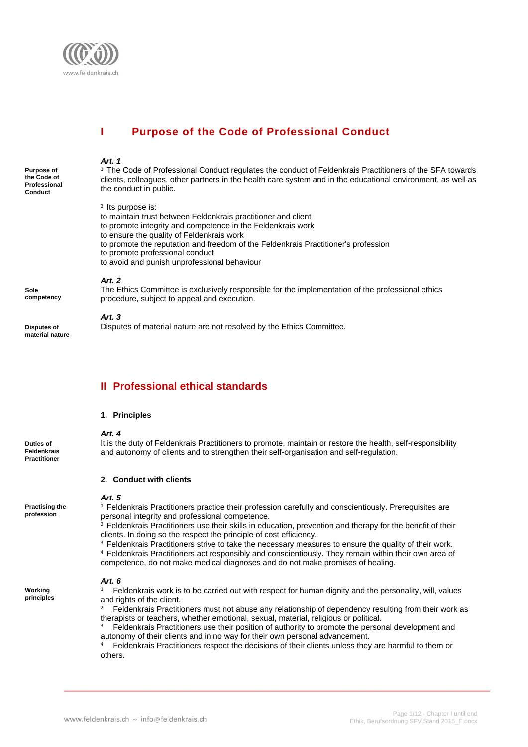# I Purpose of the Code of Professional Conduct

**Purpose of the Code of Professional Conduct**

*Art. 1*

[1] The Code of Professional Conduct regulates the conduct of Feldenkrais Practitioners of the SFA towards clients, colleagues, other partners in the health care system and in the educational environment, as well as the conduct in public.

[2] Its purpose is:
to maintain trust between Feldenkrais practitioner and client
to promote integrity and competence in the Feldenkrais work
to ensure the quality of Feldenkrais work
to promote the reputation and freedom of the Feldenkrais Practitioner's profession
to promote professional conduct
to avoid and punish unprofessional behaviour

**Sole competency**

*Art. 2*

The Ethics Committee is exclusively responsible for the implementation of the professional ethics procedure, subject to appeal and execution.

**Disputes of material nature**

*Art. 3*

Disputes of material nature are not resolved by the Ethics Committee.

# II Professional ethical standards

### 1. Principles

**Duties of Feldenkrais Practitioner**

*Art. 4*

It is the duty of Feldenkrais Practitioners to promote, maintain or restore the health, self-responsibility and autonomy of clients and to strengthen their self-organisation and self-regulation.

### 2. Conduct with clients

**Practising the profession**

*Art. 5*

[1] Feldenkrais Practitioners practice their profession carefully and conscientiously. Prerequisites are personal integrity and professional competence.
[2] Feldenkrais Practitioners use their skills in education, prevention and therapy for the benefit of their clients. In doing so the respect the principle of cost efficiency.
[3] Feldenkrais Practitioners strive to take the necessary measures to ensure the quality of their work.
[4] Feldenkrais Practitioners act responsibly and conscientiously. They remain within their own area of competence, do not make medical diagnoses and do not make promises of healing.

**Working principles**

*Art. 6*

[1] Feldenkrais work is to be carried out with respect for human dignity and the personality, will, values and rights of the client.
[2] Feldenkrais Practitioners must not abuse any relationship of dependency resulting from their work as therapists or teachers, whether emotional, sexual, material, religious or political.
[3] Feldenkrais Practitioners use their position of authority to promote the personal development and autonomy of their clients and in no way for their own personal advancement.
[4] Feldenkrais Practitioners respect the decisions of their clients unless they are harmful to them or others.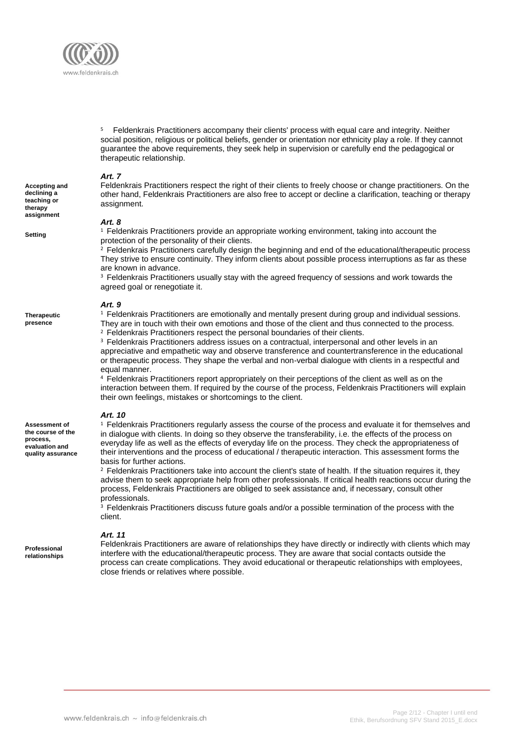[5] Feldenkrais Practitioners accompany their clients' process with equal care and integrity. Neither social position, religious or political beliefs, gender or orientation nor ethnicity play a role. If they cannot guarantee the above requirements, they seek help in supervision or carefully end the pedagogical or therapeutic relationship.

### *Art. 7*

**Accepting and declining a teaching or therapy assignment**

Feldenkrais Practitioners respect the right of their clients to freely choose or change practitioners. On the other hand, Feldenkrais Practitioners are also free to accept or decline a clarification, teaching or therapy assignment.

### *Art. 8*

**Setting**

[1] Feldenkrais Practitioners provide an appropriate working environment, taking into account the protection of the personality of their clients.
[2] Feldenkrais Practitioners carefully design the beginning and end of the educational/therapeutic process They strive to ensure continuity. They inform clients about possible process interruptions as far as these are known in advance.
[3] Feldenkrais Practitioners usually stay with the agreed frequency of sessions and work towards the agreed goal or renegotiate it.

### *Art. 9*

**Therapeutic presence**

[1] Feldenkrais Practitioners are emotionally and mentally present during group and individual sessions. They are in touch with their own emotions and those of the client and thus connected to the process.
[2] Feldenkrais Practitioners respect the personal boundaries of their clients.
[3] Feldenkrais Practitioners address issues on a contractual, interpersonal and other levels in an appreciative and empathetic way and observe transference and countertransference in the educational or therapeutic process. They shape the verbal and non-verbal dialogue with clients in a respectful and equal manner.
[4] Feldenkrais Practitioners report appropriately on their perceptions of the client as well as on the interaction between them. If required by the course of the process, Feldenkrais Practitioners will explain their own feelings, mistakes or shortcomings to the client.

### *Art. 10*

**Assessment of the course of the process, evaluation and quality assurance**

[1] Feldenkrais Practitioners regularly assess the course of the process and evaluate it for themselves and in dialogue with clients. In doing so they observe the transferability, i.e. the effects of the process on everyday life as well as the effects of everyday life on the process. They check the appropriateness of their interventions and the process of educational / therapeutic interaction. This assessment forms the basis for further actions.
[2] Feldenkrais Practitioners take into account the client's state of health. If the situation requires it, they advise them to seek appropriate help from other professionals. If critical health reactions occur during the process, Feldenkrais Practitioners are obliged to seek assistance and, if necessary, consult other professionals.
[3] Feldenkrais Practitioners discuss future goals and/or a possible termination of the process with the client.

### *Art. 11*

**Professional relationships**

Feldenkrais Practitioners are aware of relationships they have directly or indirectly with clients which may interfere with the educational/therapeutic process. They are aware that social contacts outside the process can create complications. They avoid educational or therapeutic relationships with employees, close friends or relatives where possible.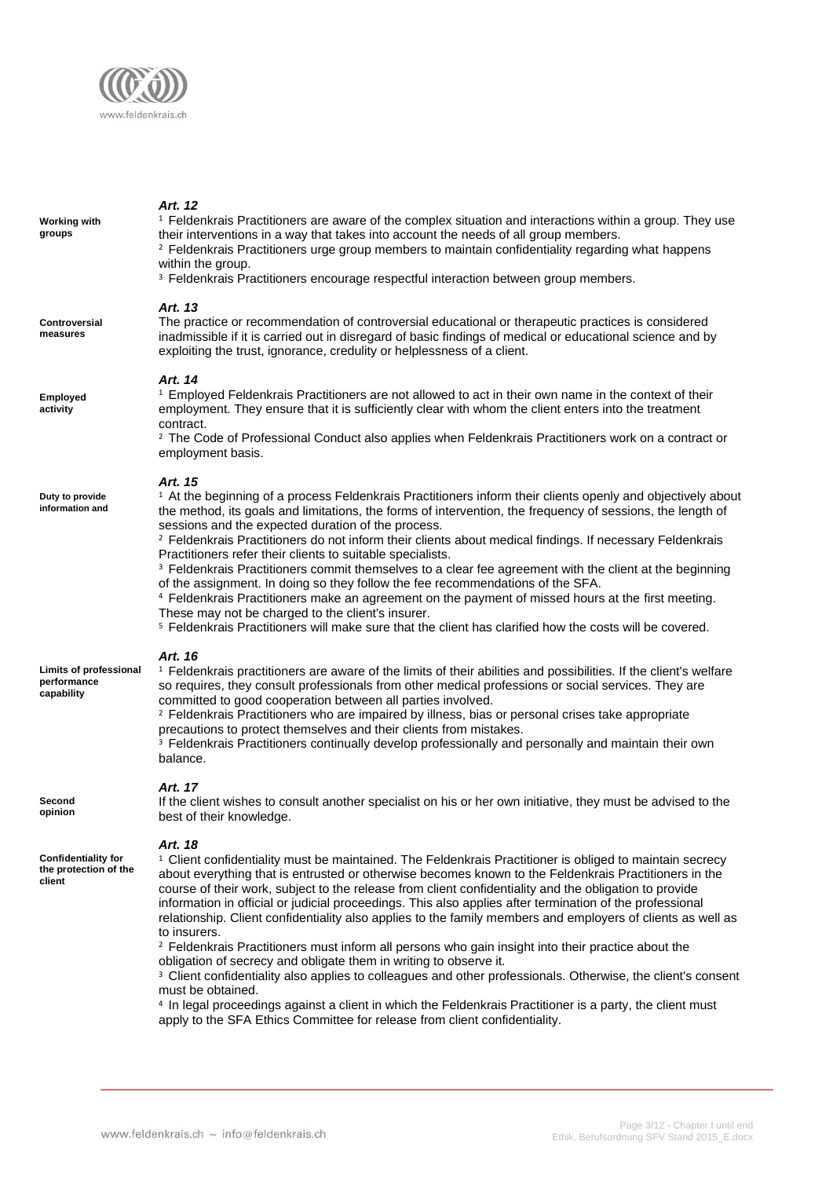### Art. 12

**Working with groups**

[1] Feldenkrais Practitioners are aware of the complex situation and interactions within a group. They use their interventions in a way that takes into account the needs of all group members.
[2] Feldenkrais Practitioners urge group members to maintain confidentiality regarding what happens within the group.
[3] Feldenkrais Practitioners encourage respectful interaction between group members.

### Art. 13

**Controversial measures**

The practice or recommendation of controversial educational or therapeutic practices is considered inadmissible if it is carried out in disregard of basic findings of medical or educational science and by exploiting the trust, ignorance, credulity or helplessness of a client.

### Art. 14

**Employed activity**

[1] Employed Feldenkrais Practitioners are not allowed to act in their own name in the context of their employment. They ensure that it is sufficiently clear with whom the client enters into the treatment contract.
[2] The Code of Professional Conduct also applies when Feldenkrais Practitioners work on a contract or employment basis.

### Art. 15

**Duty to provide information and**

[1] At the beginning of a process Feldenkrais Practitioners inform their clients openly and objectively about the method, its goals and limitations, the forms of intervention, the frequency of sessions, the length of sessions and the expected duration of the process.
[2] Feldenkrais Practitioners do not inform their clients about medical findings. If necessary Feldenkrais Practitioners refer their clients to suitable specialists.
[3] Feldenkrais Practitioners commit themselves to a clear fee agreement with the client at the beginning of the assignment. In doing so they follow the fee recommendations of the SFA.
[4] Feldenkrais Practitioners make an agreement on the payment of missed hours at the first meeting. These may not be charged to the client's insurer.
[5] Feldenkrais Practitioners will make sure that the client has clarified how the costs will be covered.

### Art. 16

**Limits of professional performance capability**

[1] Feldenkrais practitioners are aware of the limits of their abilities and possibilities. If the client's welfare so requires, they consult professionals from other medical professions or social services. They are committed to good cooperation between all parties involved.
[2] Feldenkrais Practitioners who are impaired by illness, bias or personal crises take appropriate precautions to protect themselves and their clients from mistakes.
[3] Feldenkrais Practitioners continually develop professionally and personally and maintain their own balance.

### Art. 17

**Second opinion**

If the client wishes to consult another specialist on his or her own initiative, they must be advised to the best of their knowledge.

### Art. 18

**Confidentiality for the protection of the client**

[1] Client confidentiality must be maintained. The Feldenkrais Practitioner is obliged to maintain secrecy about everything that is entrusted or otherwise becomes known to the Feldenkrais Practitioners in the course of their work, subject to the release from client confidentiality and the obligation to provide information in official or judicial proceedings. This also applies after termination of the professional relationship. Client confidentiality also applies to the family members and employers of clients as well as to insurers.
[2] Feldenkrais Practitioners must inform all persons who gain insight into their practice about the obligation of secrecy and obligate them in writing to observe it.
[3] Client confidentiality also applies to colleagues and other professionals. Otherwise, the client's consent must be obtained.
[4] In legal proceedings against a client in which the Feldenkrais Practitioner is a party, the client must apply to the SFA Ethics Committee for release from client confidentiality.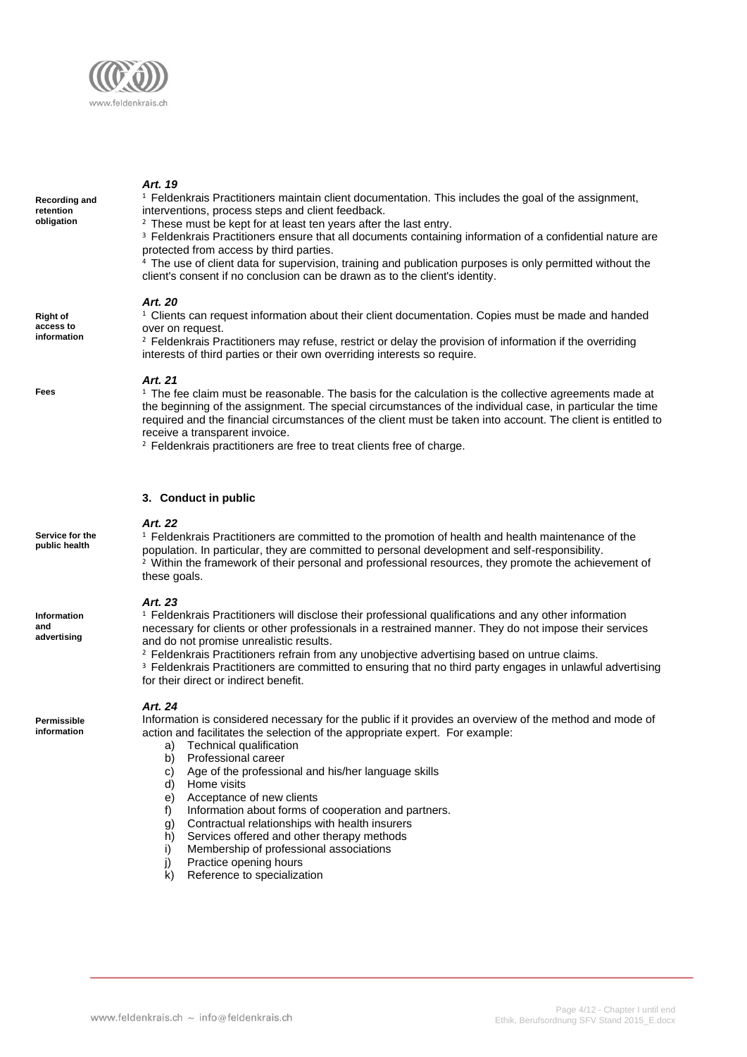### Art. 19

**Recording and retention obligation**

[1] Feldenkrais Practitioners maintain client documentation. This includes the goal of the assignment, interventions, process steps and client feedback.
[2] These must be kept for at least ten years after the last entry.
[3] Feldenkrais Practitioners ensure that all documents containing information of a confidential nature are protected from access by third parties.
[4] The use of client data for supervision, training and publication purposes is only permitted without the client's consent if no conclusion can be drawn as to the client's identity.

### Art. 20

**Right of access to information**

[1] Clients can request information about their client documentation. Copies must be made and handed over on request.
[2] Feldenkrais Practitioners may refuse, restrict or delay the provision of information if the overriding interests of third parties or their own overriding interests so require.

### Art. 21

**Fees**

[1] The fee claim must be reasonable. The basis for the calculation is the collective agreements made at the beginning of the assignment. The special circumstances of the individual case, in particular the time required and the financial circumstances of the client must be taken into account. The client is entitled to receive a transparent invoice.
[2] Feldenkrais practitioners are free to treat clients free of charge.

## 3. Conduct in public

### Art. 22

**Service for the public health**

[1] Feldenkrais Practitioners are committed to the promotion of health and health maintenance of the population. In particular, they are committed to personal development and self-responsibility.
[2] Within the framework of their personal and professional resources, they promote the achievement of these goals.

### Art. 23

**Information and advertising**

[1] Feldenkrais Practitioners will disclose their professional qualifications and any other information necessary for clients or other professionals in a restrained manner. They do not impose their services and do not promise unrealistic results.
[2] Feldenkrais Practitioners refrain from any unobjective advertising based on untrue claims.
[3] Feldenkrais Practitioners are committed to ensuring that no third party engages in unlawful advertising for their direct or indirect benefit.

### Art. 24

**Permissible information**

Information is considered necessary for the public if it provides an overview of the method and mode of action and facilitates the selection of the appropriate expert. For example:

a) Technical qualification
b) Professional career
c) Age of the professional and his/her language skills
d) Home visits
e) Acceptance of new clients
f) Information about forms of cooperation and partners.
g) Contractual relationships with health insurers
h) Services offered and other therapy methods
i) Membership of professional associations
j) Practice opening hours
k) Reference to specialization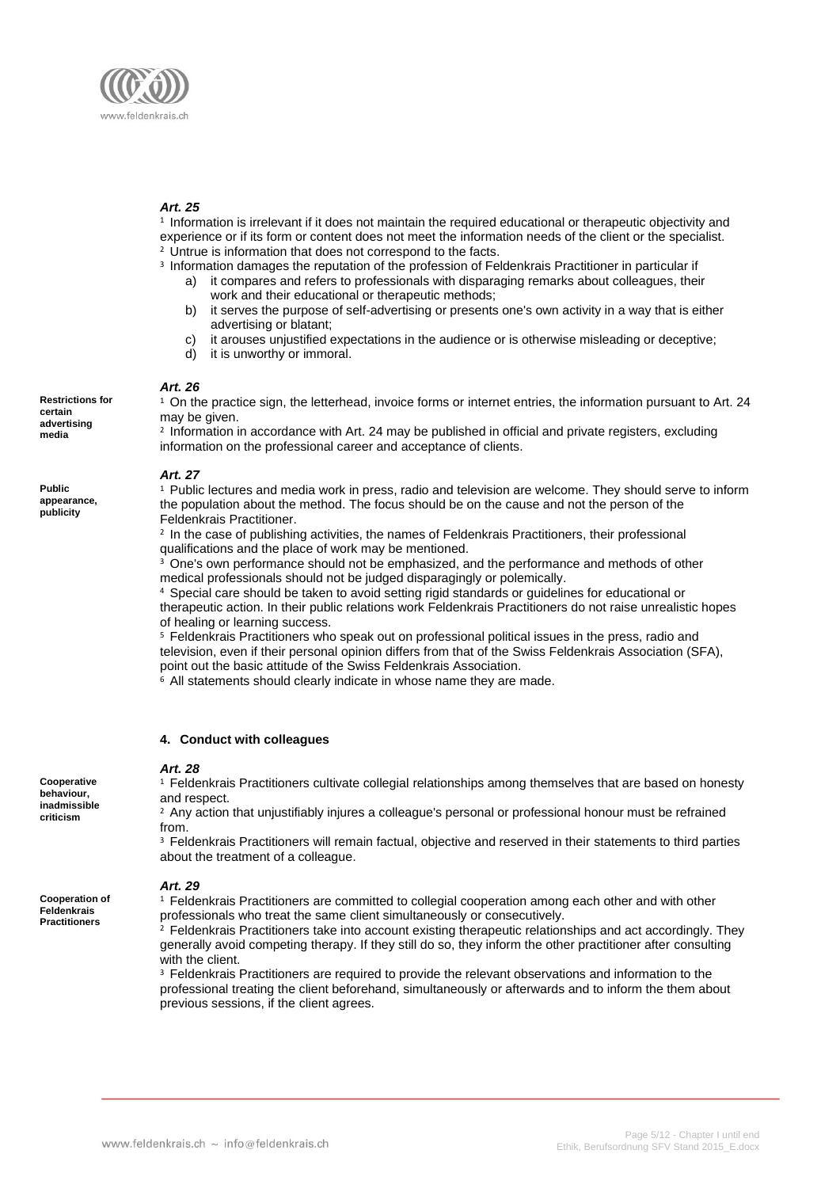***Art. 25***

[1] Information is irrelevant if it does not maintain the required educational or therapeutic objectivity and experience or if its form or content does not meet the information needs of the client or the specialist.
[2] Untrue is information that does not correspond to the facts.
[3] Information damages the reputation of the profession of Feldenkrais Practitioner in particular if

a) it compares and refers to professionals with disparaging remarks about colleagues, their work and their educational or therapeutic methods;
b) it serves the purpose of self-advertising or presents one's own activity in a way that is either advertising or blatant;
c) it arouses unjustified expectations in the audience or is otherwise misleading or deceptive;
d) it is unworthy or immoral.

***Art. 26***

**Restrictions for certain advertising media**

[1] On the practice sign, the letterhead, invoice forms or internet entries, the information pursuant to Art. 24 may be given.
[2] Information in accordance with Art. 24 may be published in official and private registers, excluding information on the professional career and acceptance of clients.

***Art. 27***

**Public appearance, publicity**

[1] Public lectures and media work in press, radio and television are welcome. They should serve to inform the population about the method. The focus should be on the cause and not the person of the Feldenkrais Practitioner.
[2] In the case of publishing activities, the names of Feldenkrais Practitioners, their professional qualifications and the place of work may be mentioned.
[3] One's own performance should not be emphasized, and the performance and methods of other medical professionals should not be judged disparagingly or polemically.
[4] Special care should be taken to avoid setting rigid standards or guidelines for educational or therapeutic action. In their public relations work Feldenkrais Practitioners do not raise unrealistic hopes of healing or learning success.
[5] Feldenkrais Practitioners who speak out on professional political issues in the press, radio and television, even if their personal opinion differs from that of the Swiss Feldenkrais Association (SFA), point out the basic attitude of the Swiss Feldenkrais Association.
[6] All statements should clearly indicate in whose name they are made.

## 4. Conduct with colleagues

***Art. 28***

**Cooperative behaviour, inadmissible criticism**

[1] Feldenkrais Practitioners cultivate collegial relationships among themselves that are based on honesty and respect.
[2] Any action that unjustifiably injures a colleague's personal or professional honour must be refrained from.
[3] Feldenkrais Practitioners will remain factual, objective and reserved in their statements to third parties about the treatment of a colleague.

***Art. 29***

**Cooperation of Feldenkrais Practitioners**

[1] Feldenkrais Practitioners are committed to collegial cooperation among each other and with other professionals who treat the same client simultaneously or consecutively.
[2] Feldenkrais Practitioners take into account existing therapeutic relationships and act accordingly. They generally avoid competing therapy. If they still do so, they inform the other practitioner after consulting with the client.
[3] Feldenkrais Practitioners are required to provide the relevant observations and information to the professional treating the client beforehand, simultaneously or afterwards and to inform the them about previous sessions, if the client agrees.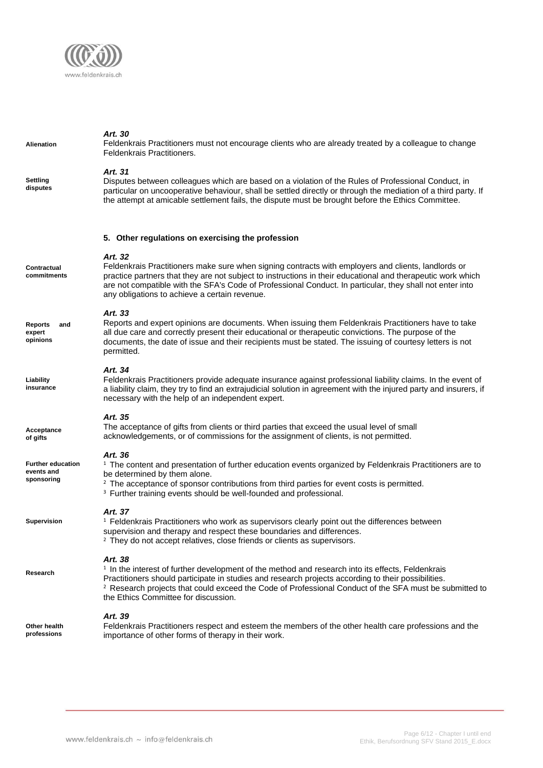**Alienation**

***Art. 30***
Feldenkrais Practitioners must not encourage clients who are already treated by a colleague to change Feldenkrais Practitioners.

**Settling disputes**

***Art. 31***
Disputes between colleagues which are based on a violation of the Rules of Professional Conduct, in particular on uncooperative behaviour, shall be settled directly or through the mediation of a third party. If the attempt at amicable settlement fails, the dispute must be brought before the Ethics Committee.

## 5. Other regulations on exercising the profession

**Contractual commitments**

***Art. 32***
Feldenkrais Practitioners make sure when signing contracts with employers and clients, landlords or practice partners that they are not subject to instructions in their educational and therapeutic work which are not compatible with the SFA's Code of Professional Conduct. In particular, they shall not enter into any obligations to achieve a certain revenue.

**Reports and expert opinions**

***Art. 33***
Reports and expert opinions are documents. When issuing them Feldenkrais Practitioners have to take all due care and correctly present their educational or therapeutic convictions. The purpose of the documents, the date of issue and their recipients must be stated. The issuing of courtesy letters is not permitted.

**Liability insurance**

***Art. 34***
Feldenkrais Practitioners provide adequate insurance against professional liability claims. In the event of a liability claim, they try to find an extrajudicial solution in agreement with the injured party and insurers, if necessary with the help of an independent expert.

**Acceptance of gifts**

***Art. 35***
The acceptance of gifts from clients or third parties that exceed the usual level of small acknowledgements, or of commissions for the assignment of clients, is not permitted.

**Further education events and sponsoring**

***Art. 36***
[1] The content and presentation of further education events organized by Feldenkrais Practitioners are to be determined by them alone.
[2] The acceptance of sponsor contributions from third parties for event costs is permitted.
[3] Further training events should be well-founded and professional.

**Supervision**

***Art. 37***
[1] Feldenkrais Practitioners who work as supervisors clearly point out the differences between supervision and therapy and respect these boundaries and differences.
[2] They do not accept relatives, close friends or clients as supervisors.

**Research**

***Art. 38***
[1] In the interest of further development of the method and research into its effects, Feldenkrais Practitioners should participate in studies and research projects according to their possibilities.
[2] Research projects that could exceed the Code of Professional Conduct of the SFA must be submitted to the Ethics Committee for discussion.

**Other health professions**

***Art. 39***
Feldenkrais Practitioners respect and esteem the members of the other health care professions and the importance of other forms of therapy in their work.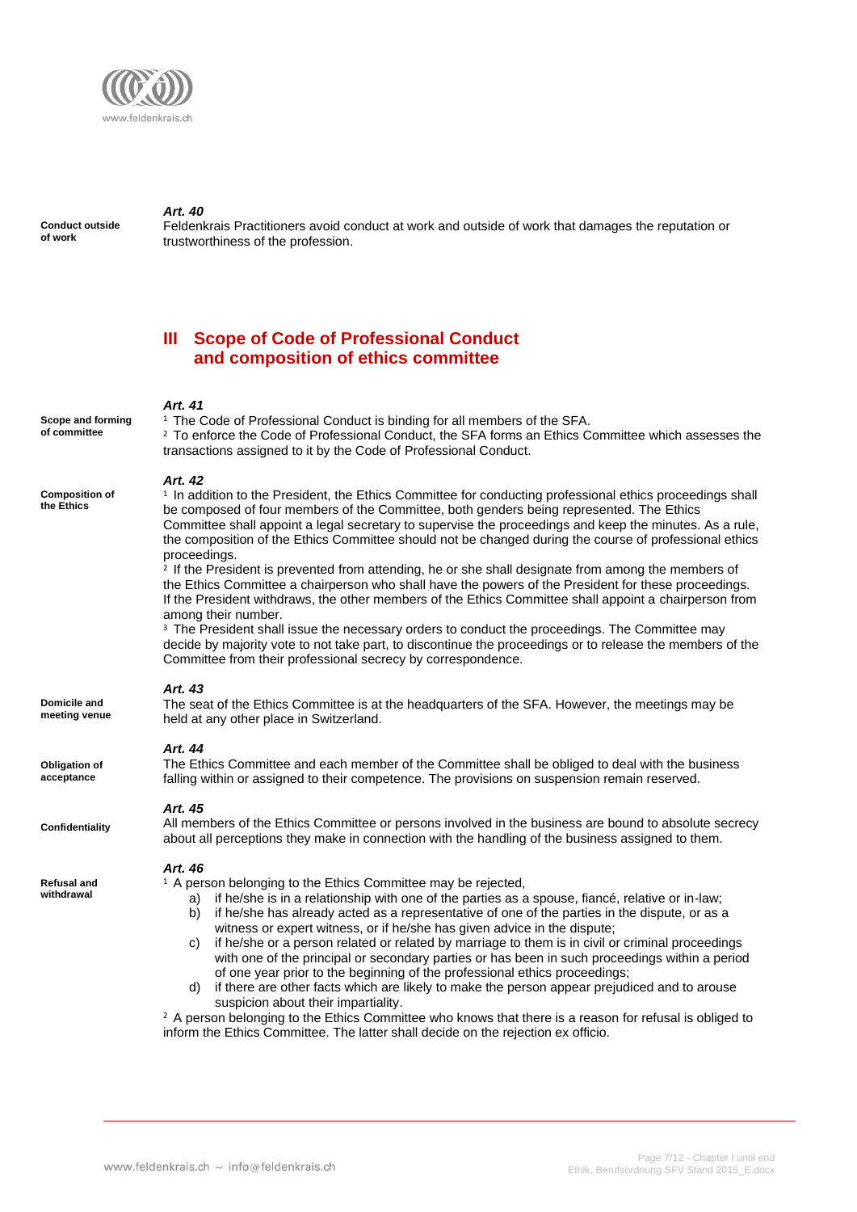### Art. 40

**Conduct outside of work**

Feldenkrais Practitioners avoid conduct at work and outside of work that damages the reputation or trustworthiness of the profession.

## III Scope of Code of Professional Conduct and composition of ethics committee

### Art. 41

**Scope and forming of committee**

[1] The Code of Professional Conduct is binding for all members of the SFA.
[2] To enforce the Code of Professional Conduct, the SFA forms an Ethics Committee which assesses the transactions assigned to it by the Code of Professional Conduct.

### Art. 42

**Composition of the Ethics**

[1] In addition to the President, the Ethics Committee for conducting professional ethics proceedings shall be composed of four members of the Committee, both genders being represented. The Ethics Committee shall appoint a legal secretary to supervise the proceedings and keep the minutes. As a rule, the composition of the Ethics Committee should not be changed during the course of professional ethics proceedings.
[2] If the President is prevented from attending, he or she shall designate from among the members of the Ethics Committee a chairperson who shall have the powers of the President for these proceedings. If the President withdraws, the other members of the Ethics Committee shall appoint a chairperson from among their number.
[3] The President shall issue the necessary orders to conduct the proceedings. The Committee may decide by majority vote to not take part, to discontinue the proceedings or to release the members of the Committee from their professional secrecy by correspondence.

### Art. 43

**Domicile and meeting venue**

The seat of the Ethics Committee is at the headquarters of the SFA. However, the meetings may be held at any other place in Switzerland.

### Art. 44

**Obligation of acceptance**

The Ethics Committee and each member of the Committee shall be obliged to deal with the business falling within or assigned to their competence. The provisions on suspension remain reserved.

### Art. 45

**Confidentiality**

All members of the Ethics Committee or persons involved in the business are bound to absolute secrecy about all perceptions they make in connection with the handling of the business assigned to them.

### Art. 46

**Refusal and withdrawal**

[1] A person belonging to the Ethics Committee may be rejected,

a) if he/she is in a relationship with one of the parties as a spouse, fiancé, relative or in-law;
b) if he/she has already acted as a representative of one of the parties in the dispute, or as a witness or expert witness, or if he/she has given advice in the dispute;
c) if he/she or a person related or related by marriage to them is in civil or criminal proceedings with one of the principal or secondary parties or has been in such proceedings within a period of one year prior to the beginning of the professional ethics proceedings;
d) if there are other facts which are likely to make the person appear prejudiced and to arouse suspicion about their impartiality.

[2] A person belonging to the Ethics Committee who knows that there is a reason for refusal is obliged to inform the Ethics Committee. The latter shall decide on the rejection ex officio.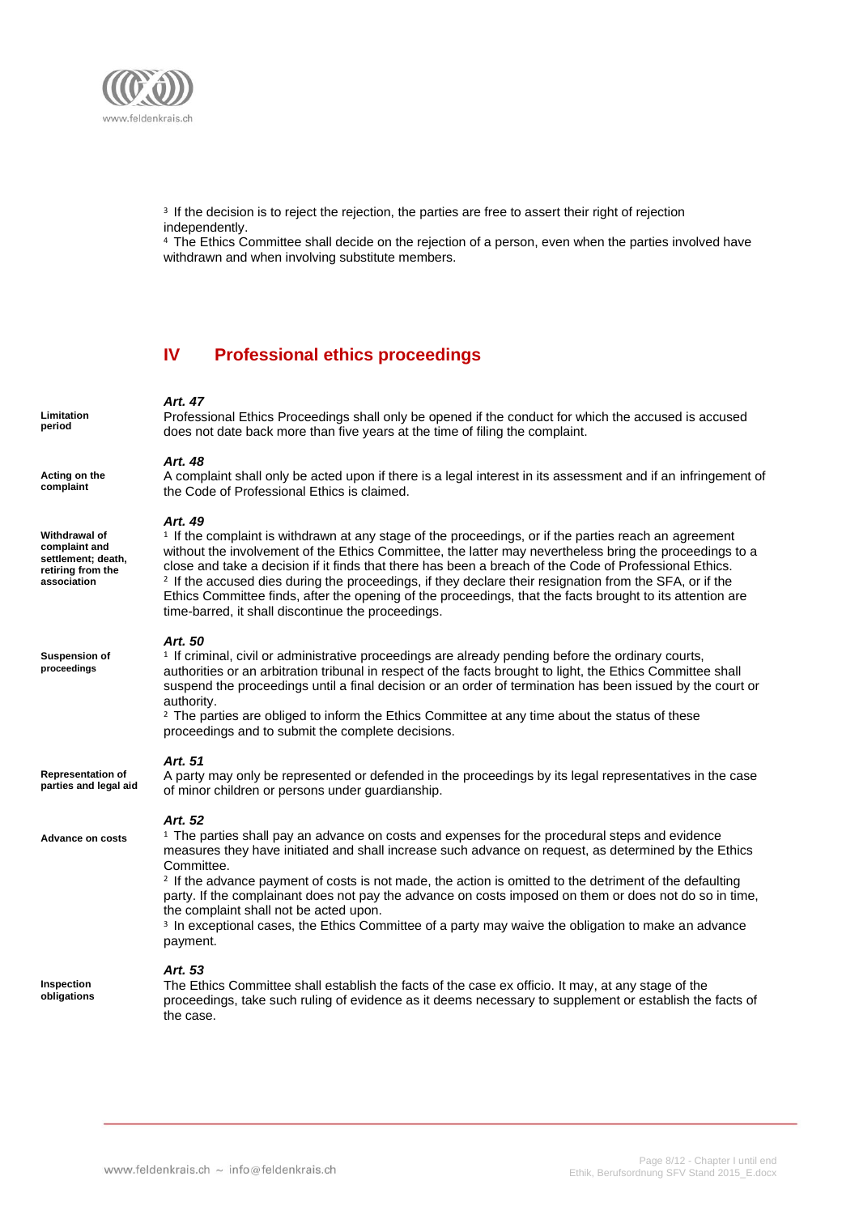[3] If the decision is to reject the rejection, the parties are free to assert their right of rejection independently.
[4] The Ethics Committee shall decide on the rejection of a person, even when the parties involved have withdrawn and when involving substitute members.

## IV Professional ethics proceedings

**Limitation period**

***Art. 47***
Professional Ethics Proceedings shall only be opened if the conduct for which the accused is accused does not date back more than five years at the time of filing the complaint.

**Acting on the complaint**

***Art. 48***
A complaint shall only be acted upon if there is a legal interest in its assessment and if an infringement of the Code of Professional Ethics is claimed.

**Withdrawal of complaint and settlement; death, retiring from the association**

***Art. 49***
[1] If the complaint is withdrawn at any stage of the proceedings, or if the parties reach an agreement without the involvement of the Ethics Committee, the latter may nevertheless bring the proceedings to a close and take a decision if it finds that there has been a breach of the Code of Professional Ethics.
[2] If the accused dies during the proceedings, if they declare their resignation from the SFA, or if the Ethics Committee finds, after the opening of the proceedings, that the facts brought to its attention are time-barred, it shall discontinue the proceedings.

**Suspension of proceedings**

***Art. 50***
[1] If criminal, civil or administrative proceedings are already pending before the ordinary courts, authorities or an arbitration tribunal in respect of the facts brought to light, the Ethics Committee shall suspend the proceedings until a final decision or an order of termination has been issued by the court or authority.
[2] The parties are obliged to inform the Ethics Committee at any time about the status of these proceedings and to submit the complete decisions.

**Representation of parties and legal aid**

***Art. 51***
A party may only be represented or defended in the proceedings by its legal representatives in the case of minor children or persons under guardianship.

**Advance on costs**

***Art. 52***
[1] The parties shall pay an advance on costs and expenses for the procedural steps and evidence measures they have initiated and shall increase such advance on request, as determined by the Ethics Committee.
[2] If the advance payment of costs is not made, the action is omitted to the detriment of the defaulting party. If the complainant does not pay the advance on costs imposed on them or does not do so in time, the complaint shall not be acted upon.
[3] In exceptional cases, the Ethics Committee of a party may waive the obligation to make an advance payment.

**Inspection obligations**

***Art. 53***
The Ethics Committee shall establish the facts of the case ex officio. It may, at any stage of the proceedings, take such ruling of evidence as it deems necessary to supplement or establish the facts of the case.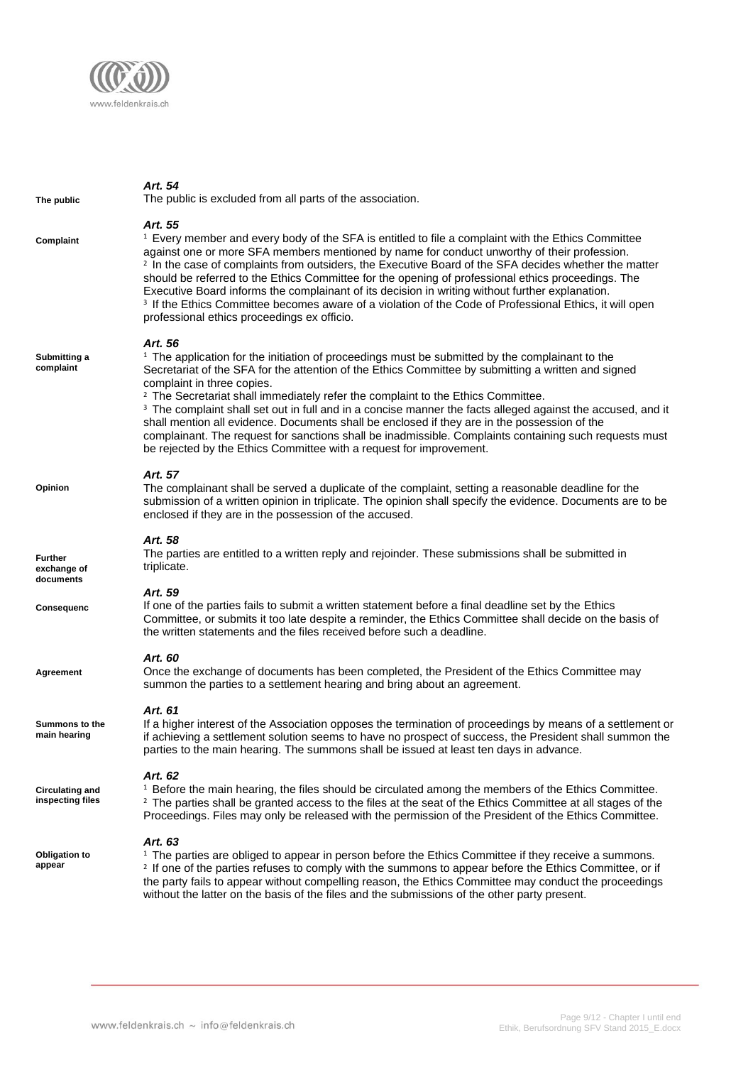### *Art. 54*

**The public**

The public is excluded from all parts of the association.

### *Art. 55*

**Complaint**

[1] Every member and every body of the SFA is entitled to file a complaint with the Ethics Committee against one or more SFA members mentioned by name for conduct unworthy of their profession.
[2] In the case of complaints from outsiders, the Executive Board of the SFA decides whether the matter should be referred to the Ethics Committee for the opening of professional ethics proceedings. The Executive Board informs the complainant of its decision in writing without further explanation.
[3] If the Ethics Committee becomes aware of a violation of the Code of Professional Ethics, it will open professional ethics proceedings ex officio.

### *Art. 56*

**Submitting a complaint**

[1] The application for the initiation of proceedings must be submitted by the complainant to the Secretariat of the SFA for the attention of the Ethics Committee by submitting a written and signed complaint in three copies.
[2] The Secretariat shall immediately refer the complaint to the Ethics Committee.
[3] The complaint shall set out in full and in a concise manner the facts alleged against the accused, and it shall mention all evidence. Documents shall be enclosed if they are in the possession of the complainant. The request for sanctions shall be inadmissible. Complaints containing such requests must be rejected by the Ethics Committee with a request for improvement.

### *Art. 57*

**Opinion**

The complainant shall be served a duplicate of the complaint, setting a reasonable deadline for the submission of a written opinion in triplicate. The opinion shall specify the evidence. Documents are to be enclosed if they are in the possession of the accused.

### *Art. 58*

**Further exchange of documents**

The parties are entitled to a written reply and rejoinder. These submissions shall be submitted in triplicate.

### *Art. 59*

**Consequenc**

If one of the parties fails to submit a written statement before a final deadline set by the Ethics Committee, or submits it too late despite a reminder, the Ethics Committee shall decide on the basis of the written statements and the files received before such a deadline.

### *Art. 60*

**Agreement**

Once the exchange of documents has been completed, the President of the Ethics Committee may summon the parties to a settlement hearing and bring about an agreement.

### *Art. 61*

**Summons to the main hearing**

If a higher interest of the Association opposes the termination of proceedings by means of a settlement or if achieving a settlement solution seems to have no prospect of success, the President shall summon the parties to the main hearing. The summons shall be issued at least ten days in advance.

### *Art. 62*

**Circulating and inspecting files**

[1] Before the main hearing, the files should be circulated among the members of the Ethics Committee.
[2] The parties shall be granted access to the files at the seat of the Ethics Committee at all stages of the Proceedings. Files may only be released with the permission of the President of the Ethics Committee.

### *Art. 63*

**Obligation to appear**

[1] The parties are obliged to appear in person before the Ethics Committee if they receive a summons.
[2] If one of the parties refuses to comply with the summons to appear before the Ethics Committee, or if the party fails to appear without compelling reason, the Ethics Committee may conduct the proceedings without the latter on the basis of the files and the submissions of the other party present.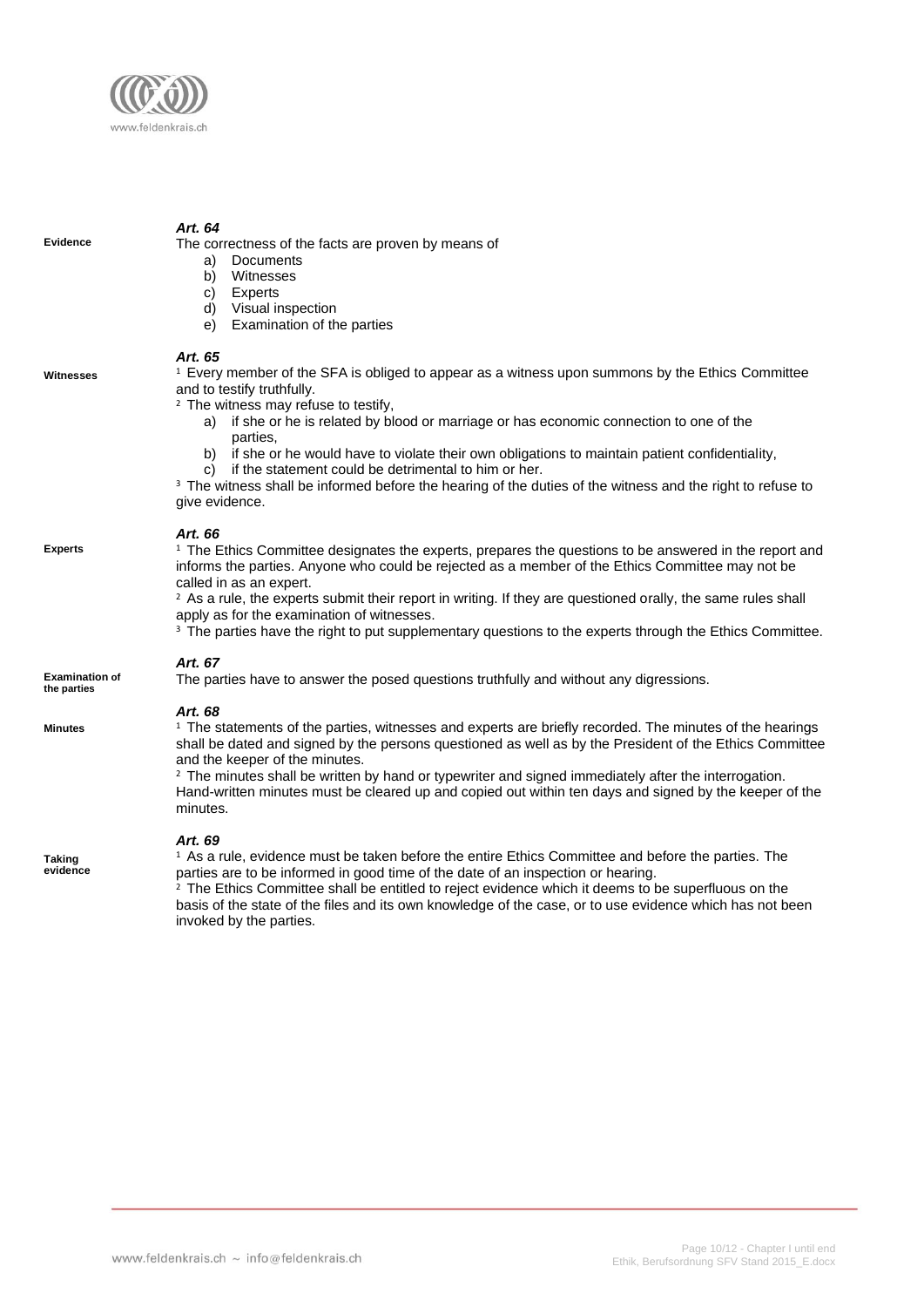### Art. 64

**Evidence**

The correctness of the facts are proven by means of

a) Documents
b) Witnesses
c) Experts
d) Visual inspection
e) Examination of the parties

### Art. 65

**Witnesses**

[1] Every member of the SFA is obliged to appear as a witness upon summons by the Ethics Committee and to testify truthfully.

[2] The witness may refuse to testify,

a) if she or he is related by blood or marriage or has economic connection to one of the parties,
b) if she or he would have to violate their own obligations to maintain patient confidentiality,
c) if the statement could be detrimental to him or her.

[3] The witness shall be informed before the hearing of the duties of the witness and the right to refuse to give evidence.

### Art. 66

**Experts**

[1] The Ethics Committee designates the experts, prepares the questions to be answered in the report and informs the parties. Anyone who could be rejected as a member of the Ethics Committee may not be called in as an expert.

[2] As a rule, the experts submit their report in writing. If they are questioned orally, the same rules shall apply as for the examination of witnesses.

[3] The parties have the right to put supplementary questions to the experts through the Ethics Committee.

### Art. 67

**Examination of the parties**

The parties have to answer the posed questions truthfully and without any digressions.

### Art. 68

**Minutes**

[1] The statements of the parties, witnesses and experts are briefly recorded. The minutes of the hearings shall be dated and signed by the persons questioned as well as by the President of the Ethics Committee and the keeper of the minutes.

[2] The minutes shall be written by hand or typewriter and signed immediately after the interrogation. Hand-written minutes must be cleared up and copied out within ten days and signed by the keeper of the minutes.

### Art. 69

**Taking evidence**

[1] As a rule, evidence must be taken before the entire Ethics Committee and before the parties. The parties are to be informed in good time of the date of an inspection or hearing.

[2] The Ethics Committee shall be entitled to reject evidence which it deems to be superfluous on the basis of the state of the files and its own knowledge of the case, or to use evidence which has not been invoked by the parties.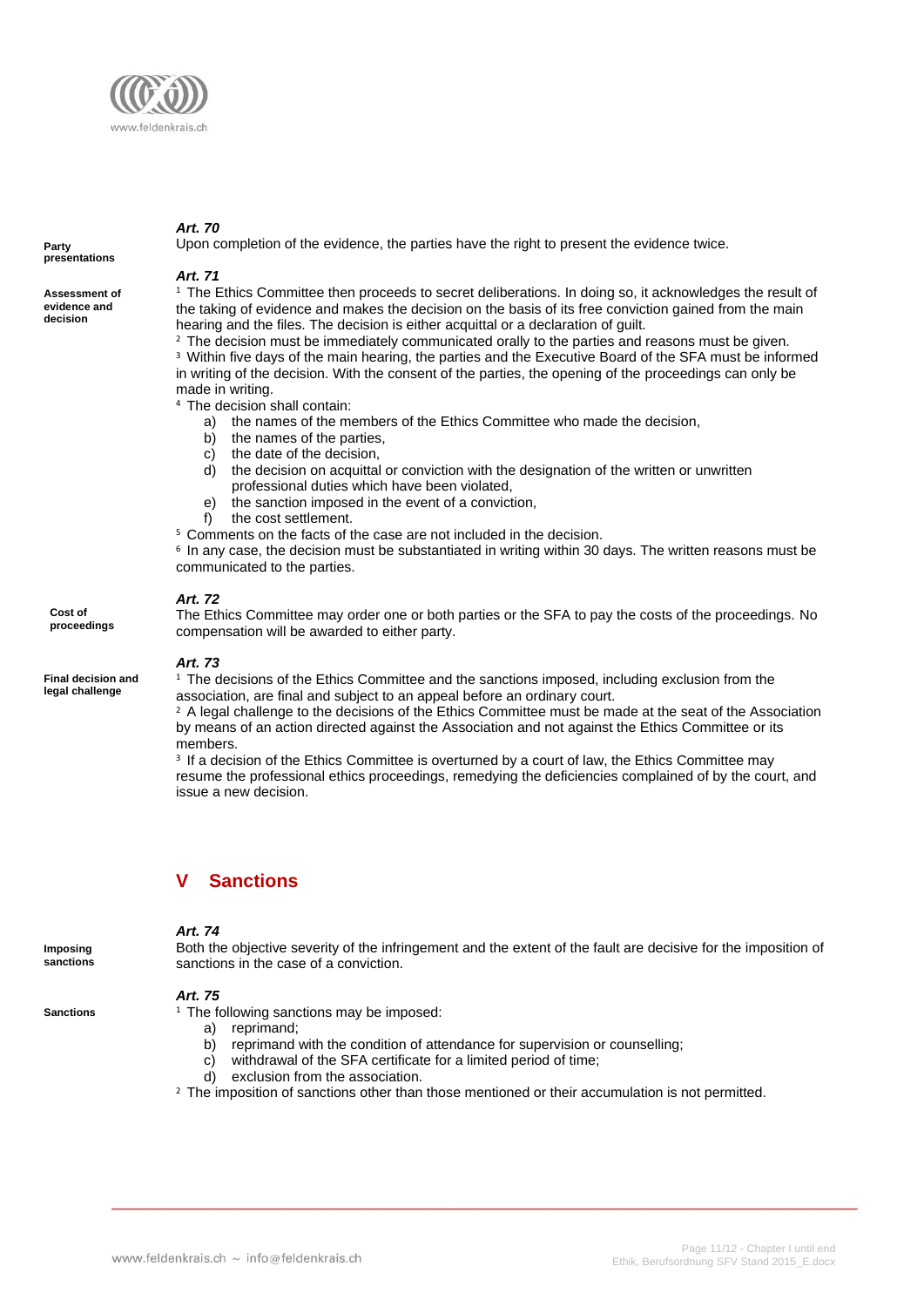### Art. 70

**Party presentations**

Upon completion of the evidence, the parties have the right to present the evidence twice.

### Art. 71

**Assessment of evidence and decision**

[1] The Ethics Committee then proceeds to secret deliberations. In doing so, it acknowledges the result of the taking of evidence and makes the decision on the basis of its free conviction gained from the main hearing and the files. The decision is either acquittal or a declaration of guilt.

[2] The decision must be immediately communicated orally to the parties and reasons must be given.

[3] Within five days of the main hearing, the parties and the Executive Board of the SFA must be informed in writing of the decision. With the consent of the parties, the opening of the proceedings can only be made in writing.

[4] The decision shall contain:

a) the names of the members of the Ethics Committee who made the decision,
b) the names of the parties,
c) the date of the decision,
d) the decision on acquittal or conviction with the designation of the written or unwritten professional duties which have been violated,
e) the sanction imposed in the event of a conviction,
f) the cost settlement.

[5] Comments on the facts of the case are not included in the decision.

[6] In any case, the decision must be substantiated in writing within 30 days. The written reasons must be communicated to the parties.

### Art. 72

**Cost of proceedings**

The Ethics Committee may order one or both parties or the SFA to pay the costs of the proceedings. No compensation will be awarded to either party.

### Art. 73

**Final decision and legal challenge**

[1] The decisions of the Ethics Committee and the sanctions imposed, including exclusion from the association, are final and subject to an appeal before an ordinary court.

[2] A legal challenge to the decisions of the Ethics Committee must be made at the seat of the Association by means of an action directed against the Association and not against the Ethics Committee or its members.

[3] If a decision of the Ethics Committee is overturned by a court of law, the Ethics Committee may resume the professional ethics proceedings, remedying the deficiencies complained of by the court, and issue a new decision.

## V Sanctions

### Art. 74

**Imposing sanctions**

Both the objective severity of the infringement and the extent of the fault are decisive for the imposition of sanctions in the case of a conviction.

### Art. 75

**Sanctions**

[1] The following sanctions may be imposed:

a) reprimand;
b) reprimand with the condition of attendance for supervision or counselling;
c) withdrawal of the SFA certificate for a limited period of time;
d) exclusion from the association.

[2] The imposition of sanctions other than those mentioned or their accumulation is not permitted.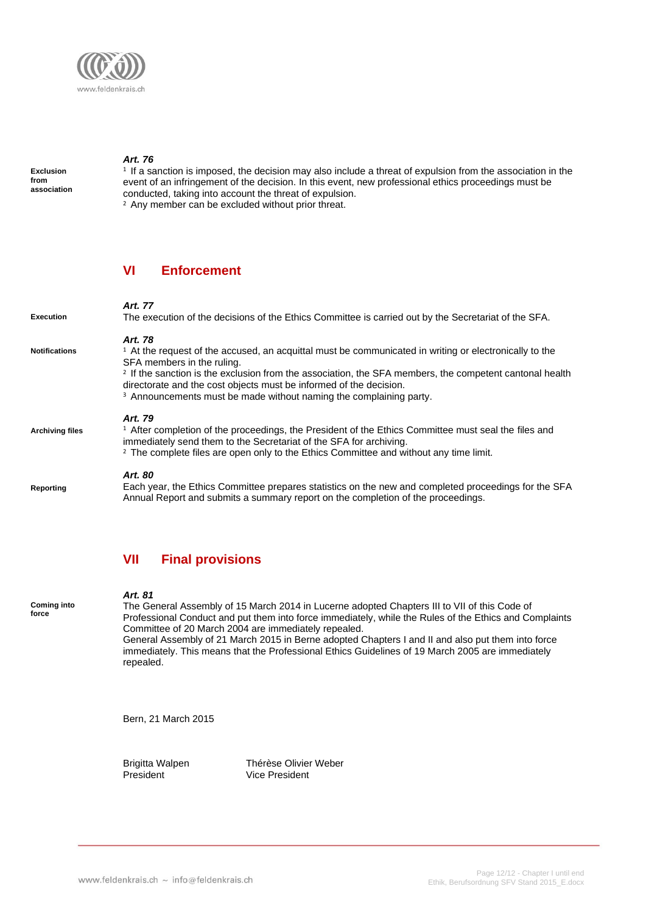**Exclusion from association**

*Art. 76*

[1] If a sanction is imposed, the decision may also include a threat of expulsion from the association in the event of an infringement of the decision. In this event, new professional ethics proceedings must be conducted, taking into account the threat of expulsion.
[2] Any member can be excluded without prior threat.

## VI Enforcement

**Execution**

*Art. 77*

The execution of the decisions of the Ethics Committee is carried out by the Secretariat of the SFA.

**Notifications**

*Art. 78*

[1] At the request of the accused, an acquittal must be communicated in writing or electronically to the SFA members in the ruling.
[2] If the sanction is the exclusion from the association, the SFA members, the competent cantonal health directorate and the cost objects must be informed of the decision.
[3] Announcements must be made without naming the complaining party.

**Archiving files**

*Art. 79*

[1] After completion of the proceedings, the President of the Ethics Committee must seal the files and immediately send them to the Secretariat of the SFA for archiving.
[2] The complete files are open only to the Ethics Committee and without any time limit.

**Reporting**

*Art. 80*

Each year, the Ethics Committee prepares statistics on the new and completed proceedings for the SFA Annual Report and submits a summary report on the completion of the proceedings.

## VII Final provisions

**Coming into force**

*Art. 81*

The General Assembly of 15 March 2014 in Lucerne adopted Chapters III to VII of this Code of Professional Conduct and put them into force immediately, while the Rules of the Ethics and Complaints Committee of 20 March 2004 are immediately repealed.
General Assembly of 21 March 2015 in Berne adopted Chapters I and II and also put them into force immediately. This means that the Professional Ethics Guidelines of 19 March 2005 are immediately repealed.

Bern, 21 March 2015

Brigitta Walpen
President

Thérèse Olivier Weber
Vice President